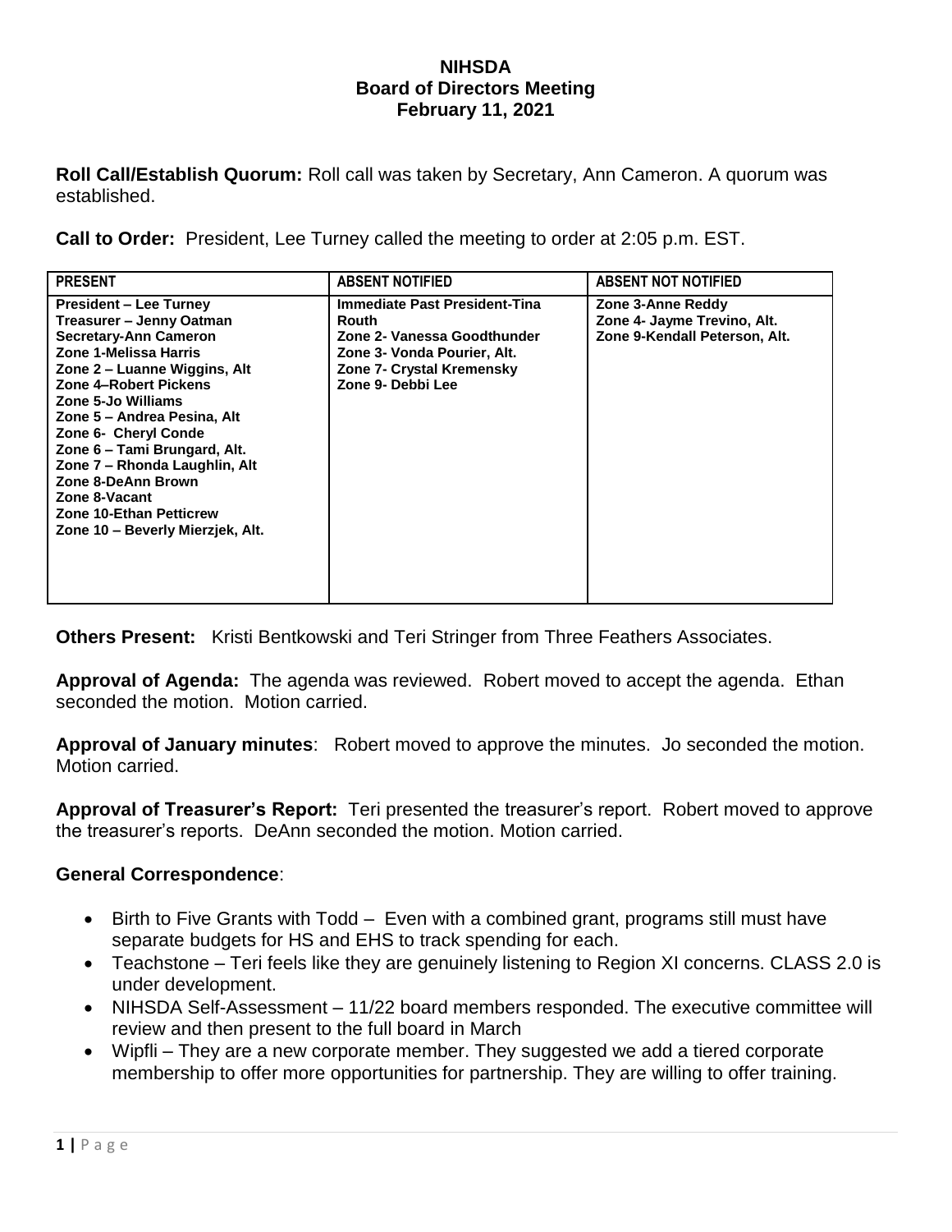# NIHSDA
## Board of Directors Meeting
### February 11, 2021

**Roll Call/Establish Quorum:** Roll call was taken by Secretary, Ann Cameron. A quorum was established.

**Call to Order:** President, Lee Turney called the meeting to order at 2:05 p.m. EST.

| PRESENT | ABSENT NOTIFIED | ABSENT NOT NOTIFIED |
|---|---|---|
| **President – Lee Turney**<br>**Treasurer – Jenny Oatman**<br>**Secretary-Ann Cameron**<br>**Zone 1-Melissa Harris**<br>**Zone 2 – Luanne Wiggins, Alt**<br>**Zone 4–Robert Pickens**<br>**Zone 5-Jo Williams**<br>**Zone 5 – Andrea Pesina, Alt**<br>**Zone 6- Cheryl Conde**<br>**Zone 6 – Tami Brungard, Alt.**<br>**Zone 7 – Rhonda Laughlin, Alt**<br>**Zone 8-DeAnn Brown**<br>**Zone 8-Vacant**<br>**Zone 10-Ethan Petticrew**<br>**Zone 10 – Beverly Mierzjek, Alt.** | **Immediate Past President-Tina Routh**<br>**Zone 2- Vanessa Goodthunder**<br>**Zone 3- Vonda Pourier, Alt.**<br>**Zone 7- Crystal Kremensky**<br>**Zone 9- Debbi Lee** | **Zone 3-Anne Reddy**<br>**Zone 4- Jayme Trevino, Alt.**<br>**Zone 9-Kendall Peterson, Alt.** |

**Others Present:** Kristi Bentkowski and Teri Stringer from Three Feathers Associates.

**Approval of Agenda:** The agenda was reviewed. Robert moved to accept the agenda. Ethan seconded the motion. Motion carried.

**Approval of January minutes**: Robert moved to approve the minutes. Jo seconded the motion. Motion carried.

**Approval of Treasurer's Report:** Teri presented the treasurer's report. Robert moved to approve the treasurer's reports. DeAnn seconded the motion. Motion carried.

**General Correspondence**:

- Birth to Five Grants with Todd – Even with a combined grant, programs still must have separate budgets for HS and EHS to track spending for each.
- Teachstone – Teri feels like they are genuinely listening to Region XI concerns. CLASS 2.0 is under development.
- NIHSDA Self-Assessment – 11/22 board members responded. The executive committee will review and then present to the full board in March
- Wipfli – They are a new corporate member. They suggested we add a tiered corporate membership to offer more opportunities for partnership. They are willing to offer training.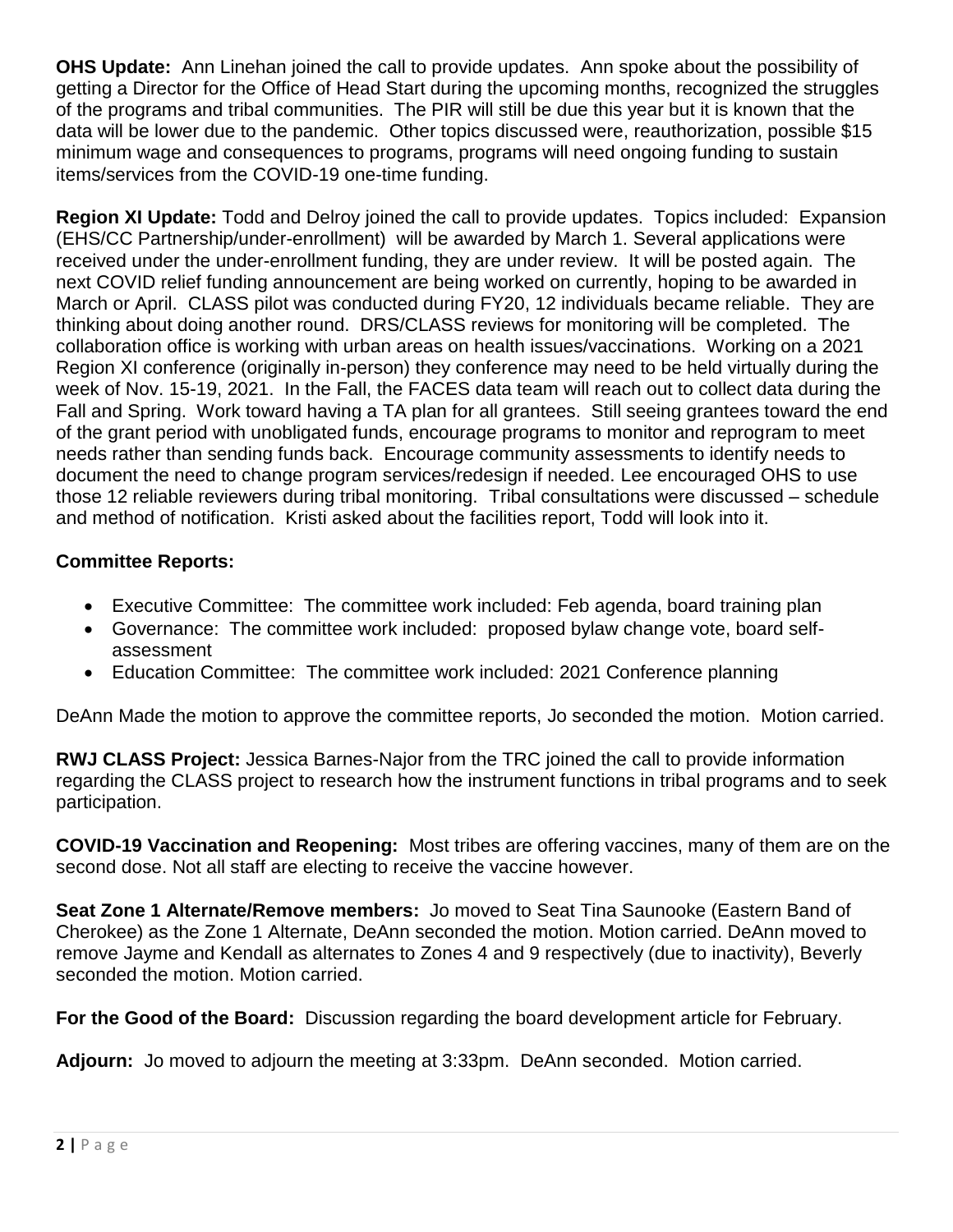**OHS Update:** Ann Linehan joined the call to provide updates. Ann spoke about the possibility of getting a Director for the Office of Head Start during the upcoming months, recognized the struggles of the programs and tribal communities. The PIR will still be due this year but it is known that the data will be lower due to the pandemic. Other topics discussed were, reauthorization, possible $15 minimum wage and consequences to programs, programs will need ongoing funding to sustain items/services from the COVID-19 one-time funding.

**Region XI Update:** Todd and Delroy joined the call to provide updates. Topics included: Expansion (EHS/CC Partnership/under-enrollment) will be awarded by March 1. Several applications were received under the under-enrollment funding, they are under review. It will be posted again. The next COVID relief funding announcement are being worked on currently, hoping to be awarded in March or April. CLASS pilot was conducted during FY20, 12 individuals became reliable. They are thinking about doing another round. DRS/CLASS reviews for monitoring will be completed. The collaboration office is working with urban areas on health issues/vaccinations. Working on a 2021 Region XI conference (originally in-person) they conference may need to be held virtually during the week of Nov. 15-19, 2021. In the Fall, the FACES data team will reach out to collect data during the Fall and Spring. Work toward having a TA plan for all grantees. Still seeing grantees toward the end of the grant period with unobligated funds, encourage programs to monitor and reprogram to meet needs rather than sending funds back. Encourage community assessments to identify needs to document the need to change program services/redesign if needed. Lee encouraged OHS to use those 12 reliable reviewers during tribal monitoring. Tribal consultations were discussed – schedule and method of notification. Kristi asked about the facilities report, Todd will look into it.

**Committee Reports:**

- Executive Committee: The committee work included: Feb agenda, board training plan
- Governance: The committee work included: proposed bylaw change vote, board self-assessment
- Education Committee: The committee work included: 2021 Conference planning

DeAnn Made the motion to approve the committee reports, Jo seconded the motion. Motion carried.

**RWJ CLASS Project:** Jessica Barnes-Najor from the TRC joined the call to provide information regarding the CLASS project to research how the instrument functions in tribal programs and to seek participation.

**COVID-19 Vaccination and Reopening:** Most tribes are offering vaccines, many of them are on the second dose. Not all staff are electing to receive the vaccine however.

**Seat Zone 1 Alternate/Remove members:** Jo moved to Seat Tina Saunooke (Eastern Band of Cherokee) as the Zone 1 Alternate, DeAnn seconded the motion. Motion carried. DeAnn moved to remove Jayme and Kendall as alternates to Zones 4 and 9 respectively (due to inactivity), Beverly seconded the motion. Motion carried.

**For the Good of the Board:** Discussion regarding the board development article for February.

**Adjourn:** Jo moved to adjourn the meeting at 3:33pm. DeAnn seconded. Motion carried.